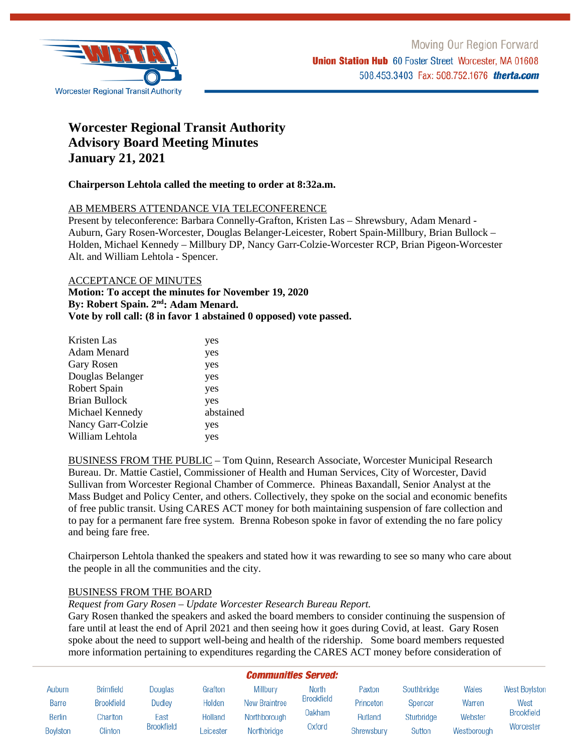# Worcester Regional Transit Authority
# Advisory Board Meeting Minutes
# January 21, 2021

**Chairperson Lehtola called the meeting to order at 8:32a.m.**

AB MEMBERS ATTENDANCE VIA TELECONFERENCE

Present by teleconference: Barbara Connelly-Grafton, Kristen Las – Shrewsbury, Adam Menard - Auburn, Gary Rosen-Worcester, Douglas Belanger-Leicester, Robert Spain-Millbury, Brian Bullock – Holden, Michael Kennedy – Millbury DP, Nancy Garr-Colzie-Worcester RCP, Brian Pigeon-Worcester Alt. and William Lehtola - Spencer.

ACCEPTANCE OF MINUTES

**Motion: To accept the minutes for November 19, 2020**
**By: Robert Spain. 2nd: Adam Menard.**
**Vote by roll call: (8 in favor 1 abstained 0 opposed) vote passed.**

| | |
|---|---|
| Kristen Las | yes |
| Adam Menard | yes |
| Gary Rosen | yes |
| Douglas Belanger | yes |
| Robert Spain | yes |
| Brian Bullock | yes |
| Michael Kennedy | abstained |
| Nancy Garr-Colzie | yes |
| William Lehtola | yes |

BUSINESS FROM THE PUBLIC – Tom Quinn, Research Associate, Worcester Municipal Research Bureau. Dr. Mattie Castiel, Commissioner of Health and Human Services, City of Worcester, David Sullivan from Worcester Regional Chamber of Commerce. Phineas Baxandall, Senior Analyst at the Mass Budget and Policy Center, and others. Collectively, they spoke on the social and economic benefits of free public transit. Using CARES ACT money for both maintaining suspension of fare collection and to pay for a permanent fare free system. Brenna Robeson spoke in favor of extending the no fare policy and being fare free.

Chairperson Lehtola thanked the speakers and stated how it was rewarding to see so many who care about the people in all the communities and the city.

BUSINESS FROM THE BOARD

*Request from Gary Rosen – Update Worcester Research Bureau Report.*

Gary Rosen thanked the speakers and asked the board members to consider continuing the suspension of fare until at least the end of April 2021 and then seeing how it goes during Covid, at least. Gary Rosen spoke about the need to support well-being and health of the ridership. Some board members requested more information pertaining to expenditures regarding the CARES ACT money before consideration of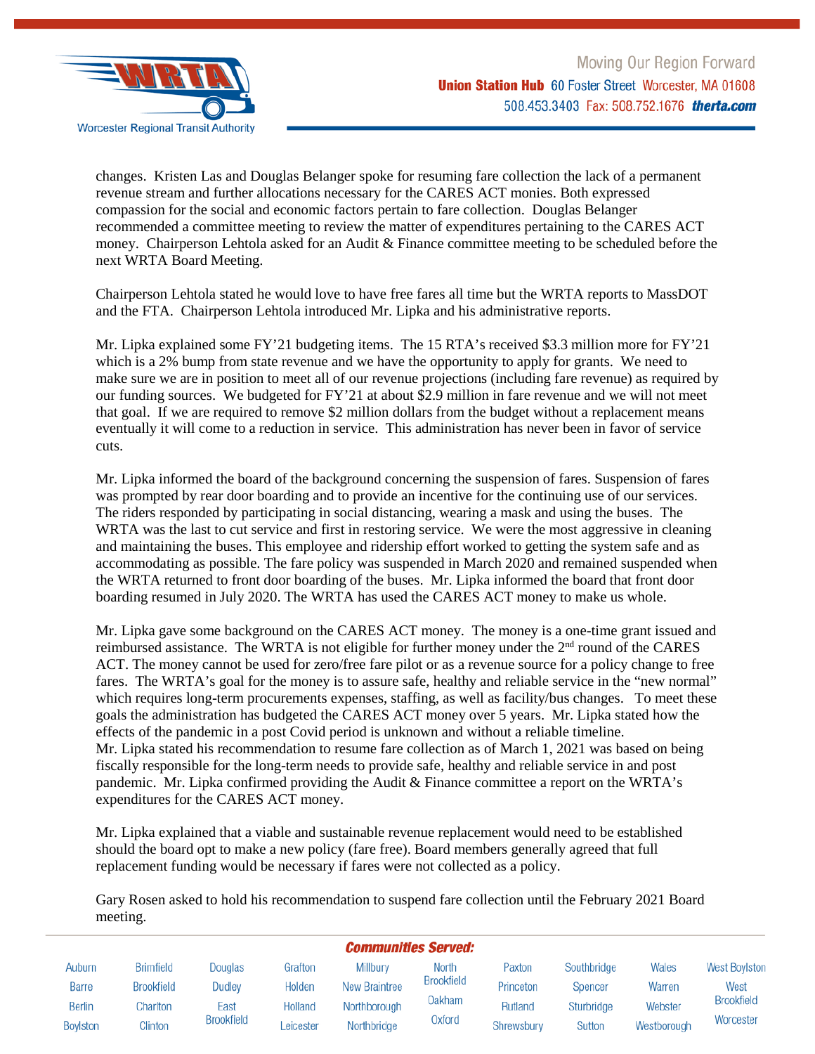changes. Kristen Las and Douglas Belanger spoke for resuming fare collection the lack of a permanent revenue stream and further allocations necessary for the CARES ACT monies. Both expressed compassion for the social and economic factors pertain to fare collection. Douglas Belanger recommended a committee meeting to review the matter of expenditures pertaining to the CARES ACT money. Chairperson Lehtola asked for an Audit & Finance committee meeting to be scheduled before the next WRTA Board Meeting.

Chairperson Lehtola stated he would love to have free fares all time but the WRTA reports to MassDOT and the FTA. Chairperson Lehtola introduced Mr. Lipka and his administrative reports.

Mr. Lipka explained some FY'21 budgeting items. The 15 RTA's received $3.3 million more for FY'21 which is a 2% bump from state revenue and we have the opportunity to apply for grants. We need to make sure we are in position to meet all of our revenue projections (including fare revenue) as required by our funding sources. We budgeted for FY'21 at about $2.9 million in fare revenue and we will not meet that goal. If we are required to remove $2 million dollars from the budget without a replacement means eventually it will come to a reduction in service. This administration has never been in favor of service cuts.

Mr. Lipka informed the board of the background concerning the suspension of fares. Suspension of fares was prompted by rear door boarding and to provide an incentive for the continuing use of our services. The riders responded by participating in social distancing, wearing a mask and using the buses. The WRTA was the last to cut service and first in restoring service. We were the most aggressive in cleaning and maintaining the buses. This employee and ridership effort worked to getting the system safe and as accommodating as possible. The fare policy was suspended in March 2020 and remained suspended when the WRTA returned to front door boarding of the buses. Mr. Lipka informed the board that front door boarding resumed in July 2020. The WRTA has used the CARES ACT money to make us whole.

Mr. Lipka gave some background on the CARES ACT money. The money is a one-time grant issued and reimbursed assistance. The WRTA is not eligible for further money under the 2nd round of the CARES ACT. The money cannot be used for zero/free fare pilot or as a revenue source for a policy change to free fares. The WRTA's goal for the money is to assure safe, healthy and reliable service in the "new normal" which requires long-term procurements expenses, staffing, as well as facility/bus changes. To meet these goals the administration has budgeted the CARES ACT money over 5 years. Mr. Lipka stated how the effects of the pandemic in a post Covid period is unknown and without a reliable timeline.
Mr. Lipka stated his recommendation to resume fare collection as of March 1, 2021 was based on being fiscally responsible for the long-term needs to provide safe, healthy and reliable service in and post pandemic. Mr. Lipka confirmed providing the Audit & Finance committee a report on the WRTA's expenditures for the CARES ACT money.

Mr. Lipka explained that a viable and sustainable revenue replacement would need to be established should the board opt to make a new policy (fare free). Board members generally agreed that full replacement funding would be necessary if fares were not collected as a policy.

Gary Rosen asked to hold his recommendation to suspend fare collection until the February 2021 Board meeting.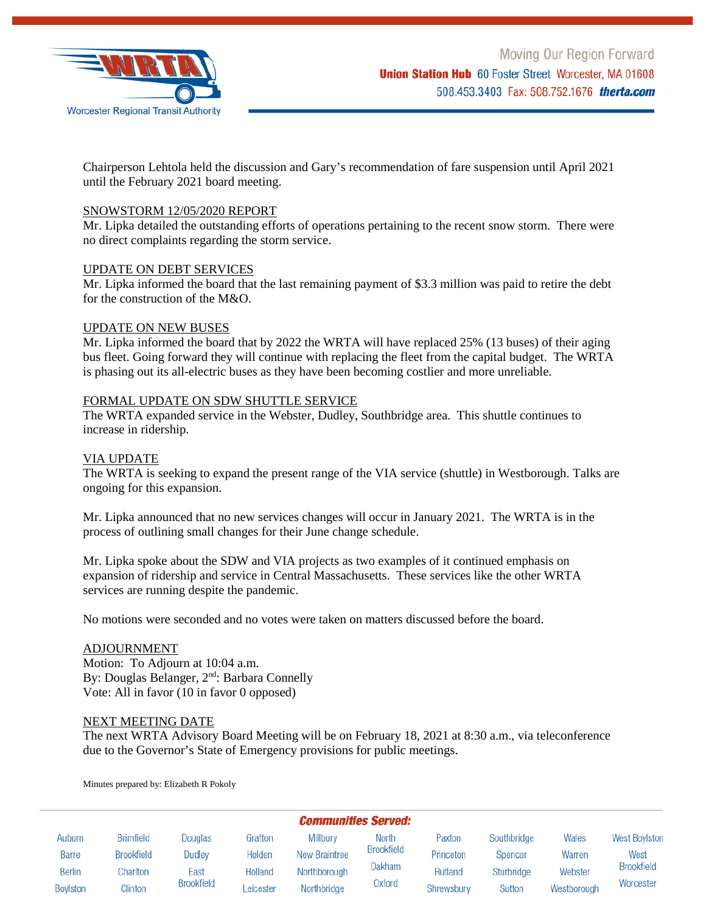Chairperson Lehtola held the discussion and Gary's recommendation of fare suspension until April 2021 until the February 2021 board meeting.

SNOWSTORM 12/05/2020 REPORT

Mr. Lipka detailed the outstanding efforts of operations pertaining to the recent snow storm. There were no direct complaints regarding the storm service.

UPDATE ON DEBT SERVICES

Mr. Lipka informed the board that the last remaining payment of $3.3 million was paid to retire the debt for the construction of the M&O.

UPDATE ON NEW BUSES

Mr. Lipka informed the board that by 2022 the WRTA will have replaced 25% (13 buses) of their aging bus fleet. Going forward they will continue with replacing the fleet from the capital budget. The WRTA is phasing out its all-electric buses as they have been becoming costlier and more unreliable.

FORMAL UPDATE ON SDW SHUTTLE SERVICE

The WRTA expanded service in the Webster, Dudley, Southbridge area. This shuttle continues to increase in ridership.

VIA UPDATE

The WRTA is seeking to expand the present range of the VIA service (shuttle) in Westborough. Talks are ongoing for this expansion.

Mr. Lipka announced that no new services changes will occur in January 2021. The WRTA is in the process of outlining small changes for their June change schedule.

Mr. Lipka spoke about the SDW and VIA projects as two examples of it continued emphasis on expansion of ridership and service in Central Massachusetts. These services like the other WRTA services are running despite the pandemic.

No motions were seconded and no votes were taken on matters discussed before the board.

ADJOURNMENT

Motion: To Adjourn at 10:04 a.m.
By: Douglas Belanger, 2nd: Barbara Connelly
Vote: All in favor (10 in favor 0 opposed)

NEXT MEETING DATE

The next WRTA Advisory Board Meeting will be on February 18, 2021 at 8:30 a.m., via teleconference due to the Governor's State of Emergency provisions for public meetings.

Minutes prepared by: Elizabeth R Pokoly